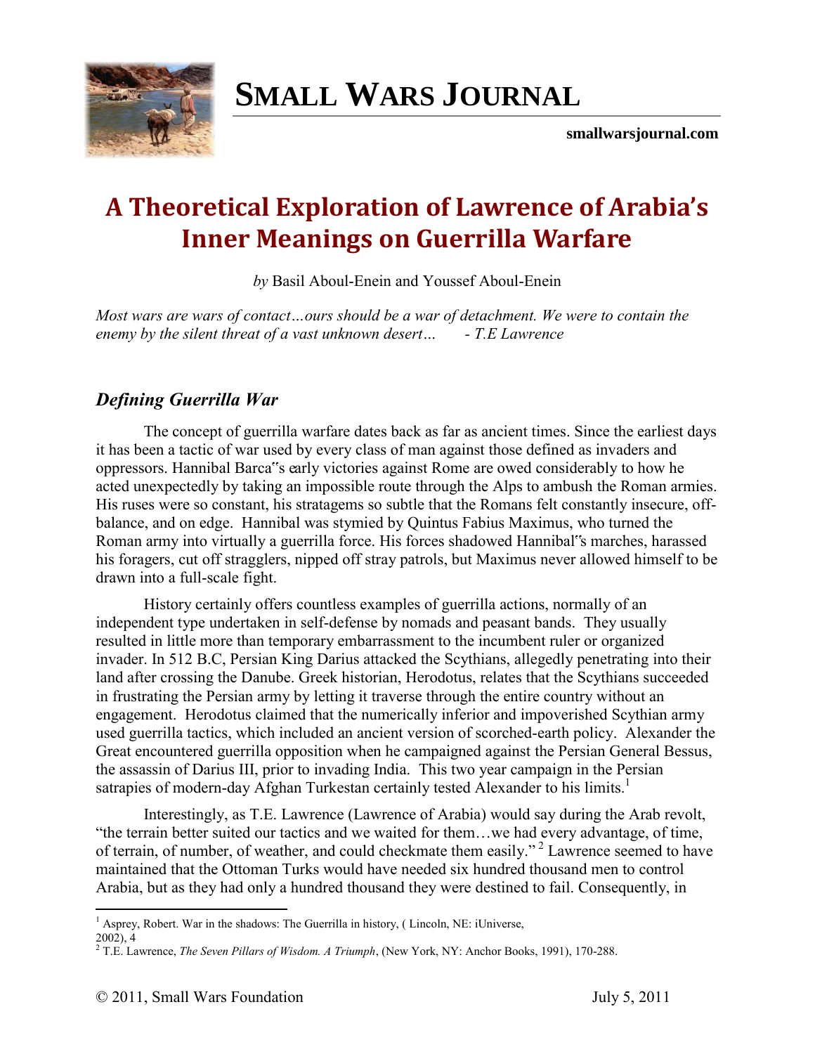# SMALL WARS JOURNAL

**smallwarsjournal.com**

## A Theoretical Exploration of Lawrence of Arabia's Inner Meanings on Guerrilla Warfare

*by* Basil Aboul-Enein and Youssef Aboul-Enein

*Most wars are wars of contact…ours should be a war of detachment. We were to contain the enemy by the silent threat of a vast unknown desert…      - T.E Lawrence*

### *Defining Guerrilla War*

The concept of guerrilla warfare dates back as far as ancient times. Since the earliest days it has been a tactic of war used by every class of man against those defined as invaders and oppressors. Hannibal Barca‟s early victories against Rome are owed considerably to how he acted unexpectedly by taking an impossible route through the Alps to ambush the Roman armies. His ruses were so constant, his stratagems so subtle that the Romans felt constantly insecure, off-balance, and on edge. Hannibal was stymied by Quintus Fabius Maximus, who turned the Roman army into virtually a guerrilla force. His forces shadowed Hannibal‟s marches, harassed his foragers, cut off stragglers, nipped off stray patrols, but Maximus never allowed himself to be drawn into a full-scale fight.

History certainly offers countless examples of guerrilla actions, normally of an independent type undertaken in self-defense by nomads and peasant bands. They usually resulted in little more than temporary embarrassment to the incumbent ruler or organized invader. In 512 B.C, Persian King Darius attacked the Scythians, allegedly penetrating into their land after crossing the Danube. Greek historian, Herodotus, relates that the Scythians succeeded in frustrating the Persian army by letting it traverse through the entire country without an engagement. Herodotus claimed that the numerically inferior and impoverished Scythian army used guerrilla tactics, which included an ancient version of scorched-earth policy. Alexander the Great encountered guerrilla opposition when he campaigned against the Persian General Bessus, the assassin of Darius III, prior to invading India. This two year campaign in the Persian satrapies of modern-day Afghan Turkestan certainly tested Alexander to his limits.[1]

Interestingly, as T.E. Lawrence (Lawrence of Arabia) would say during the Arab revolt, "the terrain better suited our tactics and we waited for them…we had every advantage, of time, of terrain, of number, of weather, and could checkmate them easily."[2] Lawrence seemed to have maintained that the Ottoman Turks would have needed six hundred thousand men to control Arabia, but as they had only a hundred thousand they were destined to fail. Consequently, in

---

[1] Asprey, Robert. War in the shadows: The Guerrilla in history, ( Lincoln, NE: iUniverse, 2002), 4

[2] T.E. Lawrence, *The Seven Pillars of Wisdom. A Triumph*, (New York, NY: Anchor Books, 1991), 170-288.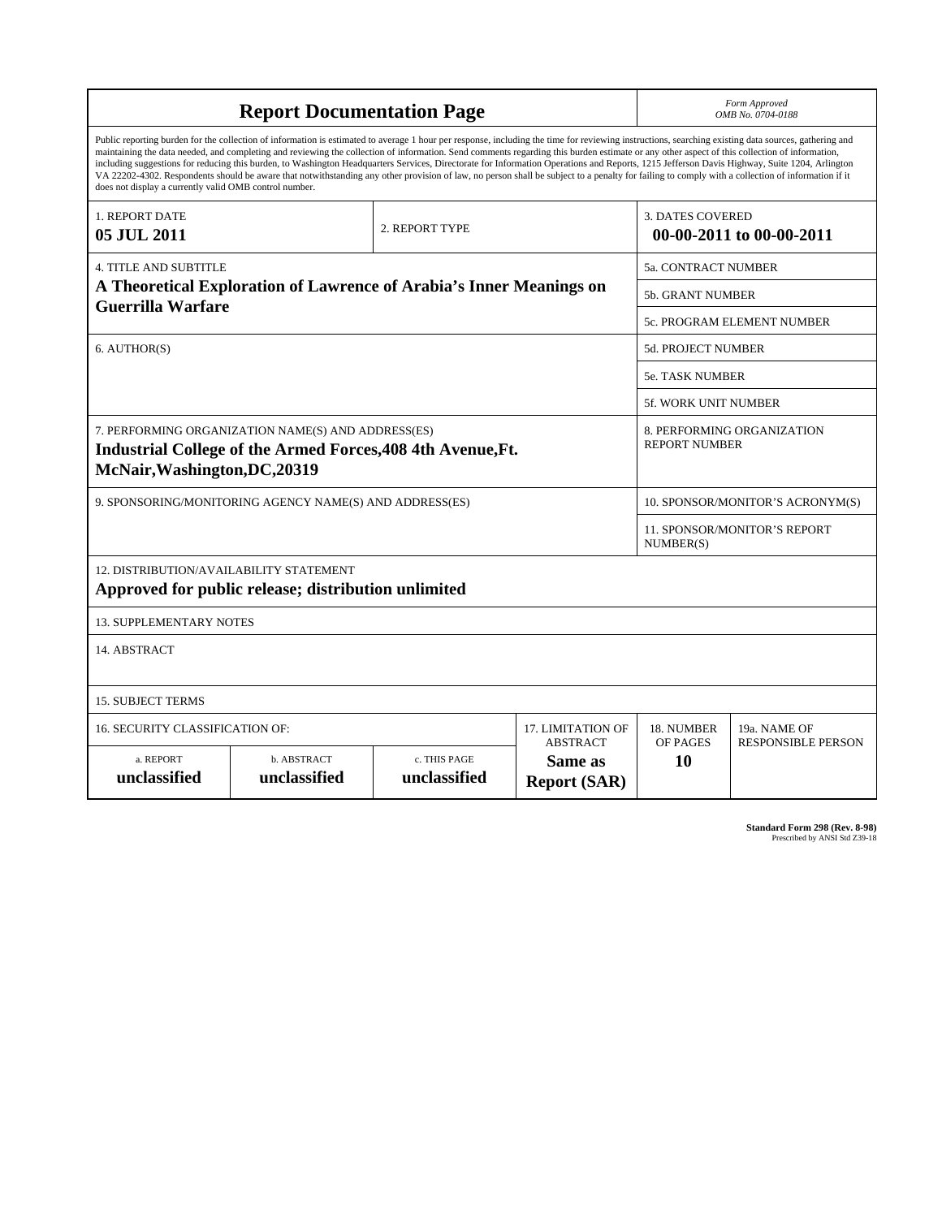# Report Documentation Page

*Form Approved*
*OMB No. 0704-0188*

Public reporting burden for the collection of information is estimated to average 1 hour per response, including the time for reviewing instructions, searching existing data sources, gathering and maintaining the data needed, and completing and reviewing the collection of information. Send comments regarding this burden estimate or any other aspect of this collection of information, including suggestions for reducing this burden, to Washington Headquarters Services, Directorate for Information Operations and Reports, 1215 Jefferson Davis Highway, Suite 1204, Arlington VA 22202-4302. Respondents should be aware that notwithstanding any other provision of law, no person shall be subject to a penalty for failing to comply with a collection of information if it does not display a currently valid OMB control number.

| 1. REPORT DATE | 2. REPORT TYPE | 3. DATES COVERED |
|---|---|---|
| **05 JUL 2011** | | **00-00-2011 to 00-00-2011** |

| 4. TITLE AND SUBTITLE | |
|---|---|
| **A Theoretical Exploration of Lawrence of Arabia's Inner Meanings on Guerrilla Warfare** | 5a. CONTRACT NUMBER |
| | 5b. GRANT NUMBER |
| | 5c. PROGRAM ELEMENT NUMBER |
| 6. AUTHOR(S) | 5d. PROJECT NUMBER |
| | 5e. TASK NUMBER |
| | 5f. WORK UNIT NUMBER |
| 7. PERFORMING ORGANIZATION NAME(S) AND ADDRESS(ES) **Industrial College of the Armed Forces,408 4th Avenue,Ft. McNair,Washington,DC,20319** | 8. PERFORMING ORGANIZATION REPORT NUMBER |
| 9. SPONSORING/MONITORING AGENCY NAME(S) AND ADDRESS(ES) | 10. SPONSOR/MONITOR'S ACRONYM(S) |
| | 11. SPONSOR/MONITOR'S REPORT NUMBER(S) |

12. DISTRIBUTION/AVAILABILITY STATEMENT
**Approved for public release; distribution unlimited**

13. SUPPLEMENTARY NOTES

14. ABSTRACT

15. SUBJECT TERMS

| 16. SECURITY CLASSIFICATION OF: | | | 17. LIMITATION OF ABSTRACT | 18. NUMBER OF PAGES | 19a. NAME OF RESPONSIBLE PERSON |
|---|---|---|---|---|---|
| a. REPORT | b. ABSTRACT | c. THIS PAGE | | | |
| **unclassified** | **unclassified** | **unclassified** | **Same as Report (SAR)** | **10** | |

**Standard Form 298 (Rev. 8-98)**
Prescribed by ANSI Std Z39-18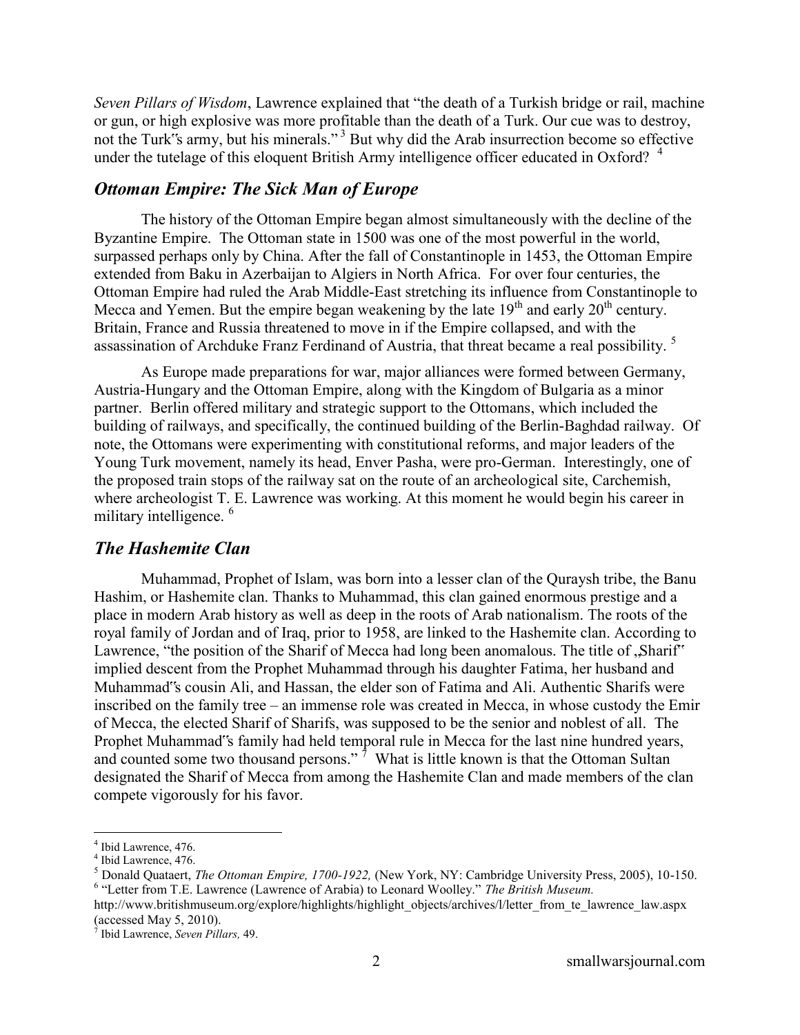*Seven Pillars of Wisdom*, Lawrence explained that "the death of a Turkish bridge or rail, machine or gun, or high explosive was more profitable than the death of a Turk. Our cue was to destroy, not the Turk"s army, but his minerals."[3] But why did the Arab insurrection become so effective under the tutelage of this eloquent British Army intelligence officer educated in Oxford? [4]

## *Ottoman Empire: The Sick Man of Europe*

The history of the Ottoman Empire began almost simultaneously with the decline of the Byzantine Empire. The Ottoman state in 1500 was one of the most powerful in the world, surpassed perhaps only by China. After the fall of Constantinople in 1453, the Ottoman Empire extended from Baku in Azerbaijan to Algiers in North Africa. For over four centuries, the Ottoman Empire had ruled the Arab Middle-East stretching its influence from Constantinople to Mecca and Yemen. But the empire began weakening by the late 19th and early 20th century. Britain, France and Russia threatened to move in if the Empire collapsed, and with the assassination of Archduke Franz Ferdinand of Austria, that threat became a real possibility. [5]

As Europe made preparations for war, major alliances were formed between Germany, Austria-Hungary and the Ottoman Empire, along with the Kingdom of Bulgaria as a minor partner. Berlin offered military and strategic support to the Ottomans, which included the building of railways, and specifically, the continued building of the Berlin-Baghdad railway. Of note, the Ottomans were experimenting with constitutional reforms, and major leaders of the Young Turk movement, namely its head, Enver Pasha, were pro-German. Interestingly, one of the proposed train stops of the railway sat on the route of an archeological site, Carchemish, where archeologist T. E. Lawrence was working. At this moment he would begin his career in military intelligence. [6]

## *The Hashemite Clan*

Muhammad, Prophet of Islam, was born into a lesser clan of the Quraysh tribe, the Banu Hashim, or Hashemite clan. Thanks to Muhammad, this clan gained enormous prestige and a place in modern Arab history as well as deep in the roots of Arab nationalism. The roots of the royal family of Jordan and of Iraq, prior to 1958, are linked to the Hashemite clan. According to Lawrence, "the position of the Sharif of Mecca had long been anomalous. The title of „Sharif" implied descent from the Prophet Muhammad through his daughter Fatima, her husband and Muhammad"s cousin Ali, and Hassan, the elder son of Fatima and Ali. Authentic Sharifs were inscribed on the family tree – an immense role was created in Mecca, in whose custody the Emir of Mecca, the elected Sharif of Sharifs, was supposed to be the senior and noblest of all. The Prophet Muhammad"s family had held temporal rule in Mecca for the last nine hundred years, and counted some two thousand persons." [7] What is little known is that the Ottoman Sultan designated the Sharif of Mecca from among the Hashemite Clan and made members of the clan compete vigorously for his favor.

---

[4] Ibid Lawrence, 476.

[4] Ibid Lawrence, 476.

[5] Donald Quataert, *The Ottoman Empire, 1700-1922,* (New York, NY: Cambridge University Press, 2005), 10-150.

[6] "Letter from T.E. Lawrence (Lawrence of Arabia) to Leonard Woolley." *The British Museum.* http://www.britishmuseum.org/explore/highlights/highlight_objects/archives/l/letter_from_te_lawrence_law.aspx (accessed May 5, 2010).

[7] Ibid Lawrence, *Seven Pillars,* 49.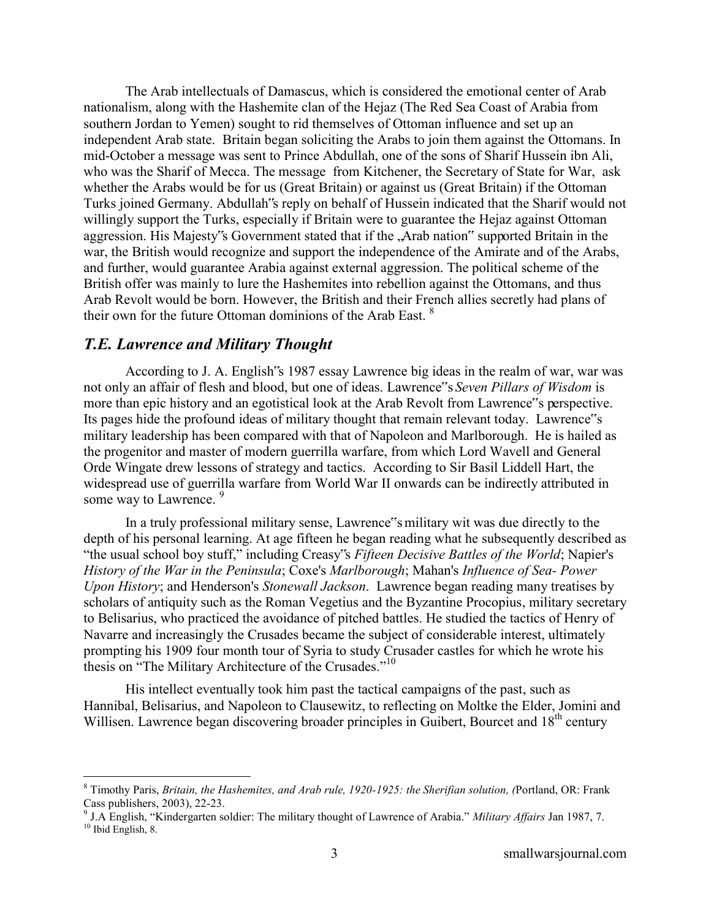The Arab intellectuals of Damascus, which is considered the emotional center of Arab nationalism, along with the Hashemite clan of the Hejaz (The Red Sea Coast of Arabia from southern Jordan to Yemen) sought to rid themselves of Ottoman influence and set up an independent Arab state. Britain began soliciting the Arabs to join them against the Ottomans. In mid-October a message was sent to Prince Abdullah, one of the sons of Sharif Hussein ibn Ali, who was the Sharif of Mecca. The message from Kitchener, the Secretary of State for War, ask whether the Arabs would be for us (Great Britain) or against us (Great Britain) if the Ottoman Turks joined Germany. Abdullah‟s reply on behalf of Hussein indicated that the Sharif would not willingly support the Turks, especially if Britain were to guarantee the Hejaz against Ottoman aggression. His Majesty‟s Government stated that if the „Arab nation‟ supported Britain in the war, the British would recognize and support the independence of the Amirate and of the Arabs, and further, would guarantee Arabia against external aggression. The political scheme of the British offer was mainly to lure the Hashemites into rebellion against the Ottomans, and thus Arab Revolt would be born. However, the British and their French allies secretly had plans of their own for the future Ottoman dominions of the Arab East. [8]

## *T.E. Lawrence and Military Thought*

According to J. A. English‟s 1987 essay Lawrence big ideas in the realm of war, war was not only an affair of flesh and blood, but one of ideas. Lawrence‟s *Seven Pillars of Wisdom* is more than epic history and an egotistical look at the Arab Revolt from Lawrence‟s perspective. Its pages hide the profound ideas of military thought that remain relevant today. Lawrence‟s military leadership has been compared with that of Napoleon and Marlborough. He is hailed as the progenitor and master of modern guerrilla warfare, from which Lord Wavell and General Orde Wingate drew lessons of strategy and tactics. According to Sir Basil Liddell Hart, the widespread use of guerrilla warfare from World War II onwards can be indirectly attributed in some way to Lawrence. [9]

In a truly professional military sense, Lawrence‟s military wit was due directly to the depth of his personal learning. At age fifteen he began reading what he subsequently described as "the usual school boy stuff," including Creasy‟s *Fifteen Decisive Battles of the World*; Napier's *History of the War in the Peninsula*; Coxe's *Marlborough*; Mahan's *Influence of Sea- Power Upon History*; and Henderson's *Stonewall Jackson*. Lawrence began reading many treatises by scholars of antiquity such as the Roman Vegetius and the Byzantine Procopius, military secretary to Belisarius, who practiced the avoidance of pitched battles. He studied the tactics of Henry of Navarre and increasingly the Crusades became the subject of considerable interest, ultimately prompting his 1909 four month tour of Syria to study Crusader castles for which he wrote his thesis on "The Military Architecture of the Crusades."[10]

His intellect eventually took him past the tactical campaigns of the past, such as Hannibal, Belisarius, and Napoleon to Clausewitz, to reflecting on Moltke the Elder, Jomini and Willisen. Lawrence began discovering broader principles in Guibert, Bourcet and 18th century

---

[8] Timothy Paris, *Britain, the Hashemites, and Arab rule, 1920-1925: the Sherifian solution, (*Portland, OR: Frank Cass publishers, 2003), 22-23.

[9] J.A English, "Kindergarten soldier: The military thought of Lawrence of Arabia." *Military Affairs* Jan 1987, 7.

[10] Ibid English, 8.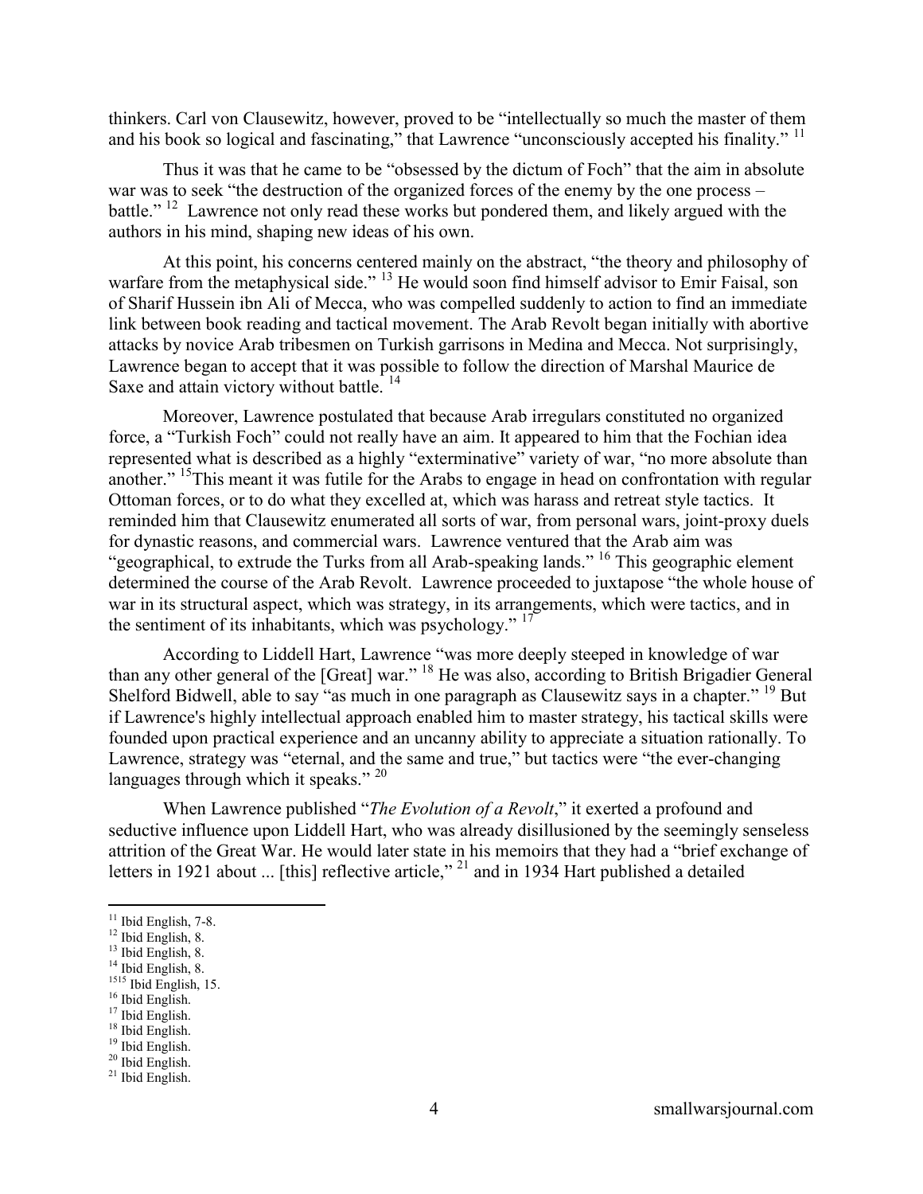thinkers. Carl von Clausewitz, however, proved to be "intellectually so much the master of them and his book so logical and fascinating," that Lawrence "unconsciously accepted his finality." [11]

Thus it was that he came to be "obsessed by the dictum of Foch" that the aim in absolute war was to seek "the destruction of the organized forces of the enemy by the one process – battle." [12] Lawrence not only read these works but pondered them, and likely argued with the authors in his mind, shaping new ideas of his own.

At this point, his concerns centered mainly on the abstract, "the theory and philosophy of warfare from the metaphysical side." [13] He would soon find himself advisor to Emir Faisal, son of Sharif Hussein ibn Ali of Mecca, who was compelled suddenly to action to find an immediate link between book reading and tactical movement. The Arab Revolt began initially with abortive attacks by novice Arab tribesmen on Turkish garrisons in Medina and Mecca. Not surprisingly, Lawrence began to accept that it was possible to follow the direction of Marshal Maurice de Saxe and attain victory without battle. [14]

Moreover, Lawrence postulated that because Arab irregulars constituted no organized force, a "Turkish Foch" could not really have an aim. It appeared to him that the Fochian idea represented what is described as a highly "exterminative" variety of war, "no more absolute than another." [15]This meant it was futile for the Arabs to engage in head on confrontation with regular Ottoman forces, or to do what they excelled at, which was harass and retreat style tactics. It reminded him that Clausewitz enumerated all sorts of war, from personal wars, joint-proxy duels for dynastic reasons, and commercial wars. Lawrence ventured that the Arab aim was "geographical, to extrude the Turks from all Arab-speaking lands." [16] This geographic element determined the course of the Arab Revolt. Lawrence proceeded to juxtapose "the whole house of war in its structural aspect, which was strategy, in its arrangements, which were tactics, and in the sentiment of its inhabitants, which was psychology." [17]

According to Liddell Hart, Lawrence "was more deeply steeped in knowledge of war than any other general of the [Great] war." [18] He was also, according to British Brigadier General Shelford Bidwell, able to say "as much in one paragraph as Clausewitz says in a chapter." [19] But if Lawrence's highly intellectual approach enabled him to master strategy, his tactical skills were founded upon practical experience and an uncanny ability to appreciate a situation rationally. To Lawrence, strategy was "eternal, and the same and true," but tactics were "the ever-changing languages through which it speaks." [20]

When Lawrence published "*The Evolution of a Revolt*," it exerted a profound and seductive influence upon Liddell Hart, who was already disillusioned by the seemingly senseless attrition of the Great War. He would later state in his memoirs that they had a "brief exchange of letters in 1921 about ... [this] reflective article," [21] and in 1934 Hart published a detailed

[11] Ibid English, 7-8.
[12] Ibid English, 8.
[13] Ibid English, 8.
[14] Ibid English, 8.
[1515] Ibid English, 15.
[16] Ibid English.
[17] Ibid English.
[18] Ibid English.
[19] Ibid English.
[20] Ibid English.
[21] Ibid English.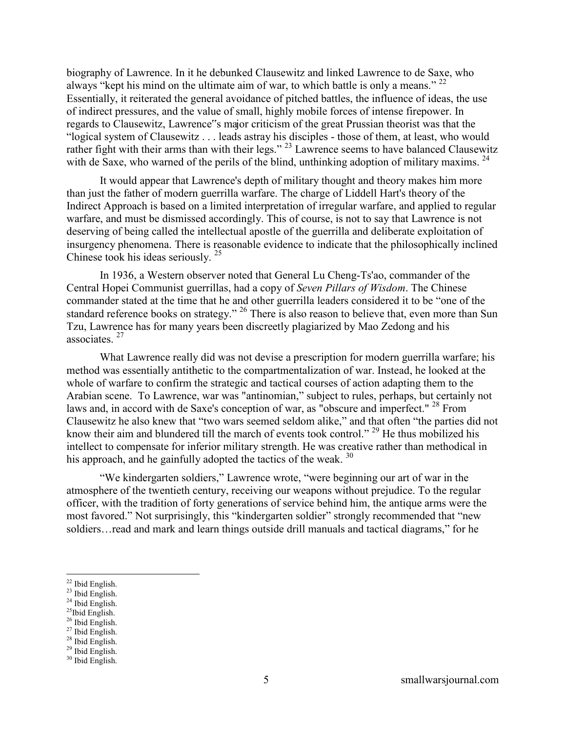biography of Lawrence. In it he debunked Clausewitz and linked Lawrence to de Saxe, who always "kept his mind on the ultimate aim of war, to which battle is only a means." [22] Essentially, it reiterated the general avoidance of pitched battles, the influence of ideas, the use of indirect pressures, and the value of small, highly mobile forces of intense firepower. In regards to Clausewitz, Lawrence"s major criticism of the great Prussian theorist was that the "logical system of Clausewitz . . . leads astray his disciples - those of them, at least, who would rather fight with their arms than with their legs." [23] Lawrence seems to have balanced Clausewitz with de Saxe, who warned of the perils of the blind, unthinking adoption of military maxims. [24]

It would appear that Lawrence's depth of military thought and theory makes him more than just the father of modern guerrilla warfare. The charge of Liddell Hart's theory of the Indirect Approach is based on a limited interpretation of irregular warfare, and applied to regular warfare, and must be dismissed accordingly. This of course, is not to say that Lawrence is not deserving of being called the intellectual apostle of the guerrilla and deliberate exploitation of insurgency phenomena. There is reasonable evidence to indicate that the philosophically inclined Chinese took his ideas seriously. [25]

In 1936, a Western observer noted that General Lu Cheng-Ts'ao, commander of the Central Hopei Communist guerrillas, had a copy of *Seven Pillars of Wisdom*. The Chinese commander stated at the time that he and other guerrilla leaders considered it to be "one of the standard reference books on strategy." [26] There is also reason to believe that, even more than Sun Tzu, Lawrence has for many years been discreetly plagiarized by Mao Zedong and his associates. [27]

What Lawrence really did was not devise a prescription for modern guerrilla warfare; his method was essentially antithetic to the compartmentalization of war. Instead, he looked at the whole of warfare to confirm the strategic and tactical courses of action adapting them to the Arabian scene. To Lawrence, war was "antinomian," subject to rules, perhaps, but certainly not laws and, in accord with de Saxe's conception of war, as "obscure and imperfect." [28] From Clausewitz he also knew that "two wars seemed seldom alike," and that often "the parties did not know their aim and blundered till the march of events took control." [29] He thus mobilized his intellect to compensate for inferior military strength. He was creative rather than methodical in his approach, and he gainfully adopted the tactics of the weak. [30]

"We kindergarten soldiers," Lawrence wrote, "were beginning our art of war in the atmosphere of the twentieth century, receiving our weapons without prejudice. To the regular officer, with the tradition of forty generations of service behind him, the antique arms were the most favored." Not surprisingly, this "kindergarten soldier" strongly recommended that "new soldiers…read and mark and learn things outside drill manuals and tactical diagrams," for he

---

[22] Ibid English.
[23] Ibid English.
[24] Ibid English.
[25] Ibid English.
[26] Ibid English.
[27] Ibid English.
[28] Ibid English.
[29] Ibid English.
[30] Ibid English.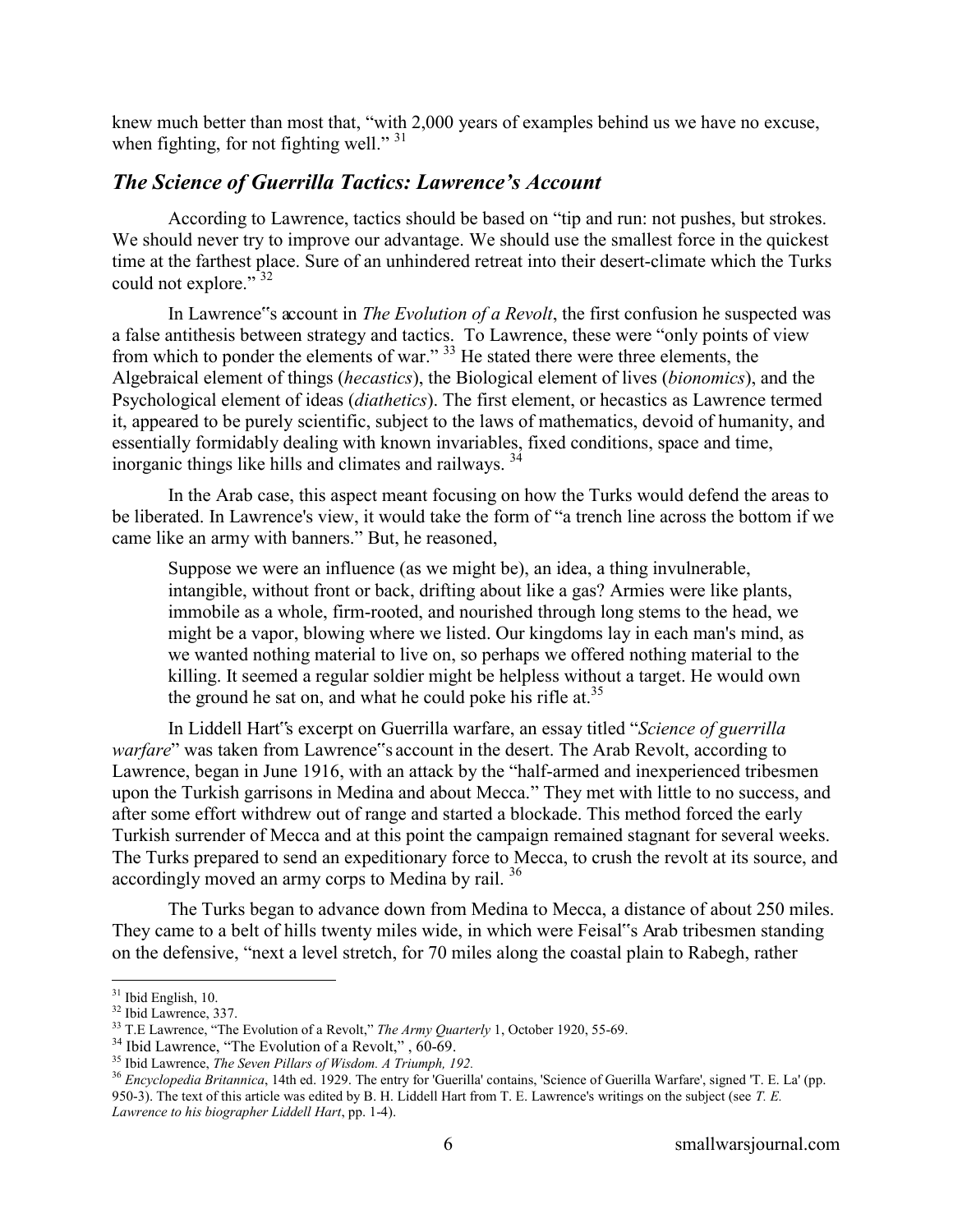knew much better than most that, "with 2,000 years of examples behind us we have no excuse, when fighting, for not fighting well." [31]

## *The Science of Guerrilla Tactics: Lawrence's Account*

According to Lawrence, tactics should be based on "tip and run: not pushes, but strokes. We should never try to improve our advantage. We should use the smallest force in the quickest time at the farthest place. Sure of an unhindered retreat into their desert-climate which the Turks could not explore." [32]

In Lawrence"s account in *The Evolution of a Revolt*, the first confusion he suspected was a false antithesis between strategy and tactics. To Lawrence, these were "only points of view from which to ponder the elements of war." [33] He stated there were three elements, the Algebraical element of things (*hecastics*), the Biological element of lives (*bionomics*), and the Psychological element of ideas (*diathetics*). The first element, or hecastics as Lawrence termed it, appeared to be purely scientific, subject to the laws of mathematics, devoid of humanity, and essentially formidably dealing with known invariables, fixed conditions, space and time, inorganic things like hills and climates and railways. [34]

In the Arab case, this aspect meant focusing on how the Turks would defend the areas to be liberated. In Lawrence's view, it would take the form of "a trench line across the bottom if we came like an army with banners." But, he reasoned,

> Suppose we were an influence (as we might be), an idea, a thing invulnerable, intangible, without front or back, drifting about like a gas? Armies were like plants, immobile as a whole, firm-rooted, and nourished through long stems to the head, we might be a vapor, blowing where we listed. Our kingdoms lay in each man's mind, as we wanted nothing material to live on, so perhaps we offered nothing material to the killing. It seemed a regular soldier might be helpless without a target. He would own the ground he sat on, and what he could poke his rifle at.[35]

In Liddell Hart"s excerpt on Guerrilla warfare, an essay titled "*Science of guerrilla warfare*" was taken from Lawrence"s account in the desert. The Arab Revolt, according to Lawrence, began in June 1916, with an attack by the "half-armed and inexperienced tribesmen upon the Turkish garrisons in Medina and about Mecca." They met with little to no success, and after some effort withdrew out of range and started a blockade. This method forced the early Turkish surrender of Mecca and at this point the campaign remained stagnant for several weeks. The Turks prepared to send an expeditionary force to Mecca, to crush the revolt at its source, and accordingly moved an army corps to Medina by rail. [36]

The Turks began to advance down from Medina to Mecca, a distance of about 250 miles. They came to a belt of hills twenty miles wide, in which were Feisal"s Arab tribesmen standing on the defensive, "next a level stretch, for 70 miles along the coastal plain to Rabegh, rather

---

[31] Ibid English, 10.

[32] Ibid Lawrence, 337.

[33] T.E Lawrence, "The Evolution of a Revolt," *The Army Quarterly* 1, October 1920, 55-69.

[34] Ibid Lawrence, "The Evolution of a Revolt," , 60-69.

[35] Ibid Lawrence, *The Seven Pillars of Wisdom. A Triumph, 192.*

[36] *Encyclopedia Britannica*, 14th ed. 1929. The entry for 'Guerilla' contains, 'Science of Guerilla Warfare', signed 'T. E. La' (pp. 950-3). The text of this article was edited by B. H. Liddell Hart from T. E. Lawrence's writings on the subject (see *T. E. Lawrence to his biographer Liddell Hart*, pp. 1-4).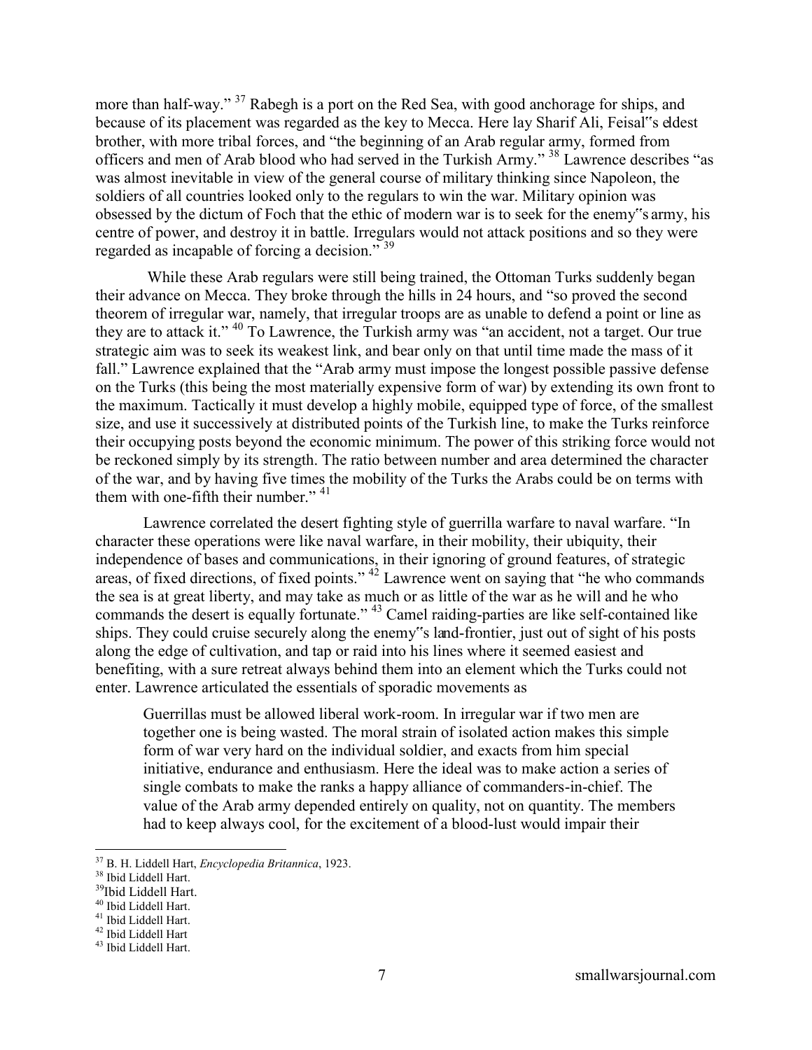more than half-way." [37] Rabegh is a port on the Red Sea, with good anchorage for ships, and because of its placement was regarded as the key to Mecca. Here lay Sharif Ali, Feisal‟s eldest brother, with more tribal forces, and "the beginning of an Arab regular army, formed from officers and men of Arab blood who had served in the Turkish Army." [38] Lawrence describes "as was almost inevitable in view of the general course of military thinking since Napoleon, the soldiers of all countries looked only to the regulars to win the war. Military opinion was obsessed by the dictum of Foch that the ethic of modern war is to seek for the enemy‟s army, his centre of power, and destroy it in battle. Irregulars would not attack positions and so they were regarded as incapable of forcing a decision." [39]

While these Arab regulars were still being trained, the Ottoman Turks suddenly began their advance on Mecca. They broke through the hills in 24 hours, and "so proved the second theorem of irregular war, namely, that irregular troops are as unable to defend a point or line as they are to attack it." [40] To Lawrence, the Turkish army was "an accident, not a target. Our true strategic aim was to seek its weakest link, and bear only on that until time made the mass of it fall." Lawrence explained that the "Arab army must impose the longest possible passive defense on the Turks (this being the most materially expensive form of war) by extending its own front to the maximum. Tactically it must develop a highly mobile, equipped type of force, of the smallest size, and use it successively at distributed points of the Turkish line, to make the Turks reinforce their occupying posts beyond the economic minimum. The power of this striking force would not be reckoned simply by its strength. The ratio between number and area determined the character of the war, and by having five times the mobility of the Turks the Arabs could be on terms with them with one-fifth their number." [41]

Lawrence correlated the desert fighting style of guerrilla warfare to naval warfare. "In character these operations were like naval warfare, in their mobility, their ubiquity, their independence of bases and communications, in their ignoring of ground features, of strategic areas, of fixed directions, of fixed points." [42] Lawrence went on saying that "he who commands the sea is at great liberty, and may take as much or as little of the war as he will and he who commands the desert is equally fortunate." [43] Camel raiding-parties are like self-contained like ships. They could cruise securely along the enemy‟s land-frontier, just out of sight of his posts along the edge of cultivation, and tap or raid into his lines where it seemed easiest and benefiting, with a sure retreat always behind them into an element which the Turks could not enter. Lawrence articulated the essentials of sporadic movements as

> Guerrillas must be allowed liberal work-room. In irregular war if two men are together one is being wasted. The moral strain of isolated action makes this simple form of war very hard on the individual soldier, and exacts from him special initiative, endurance and enthusiasm. Here the ideal was to make action a series of single combats to make the ranks a happy alliance of commanders-in-chief. The value of the Arab army depended entirely on quality, not on quantity. The members had to keep always cool, for the excitement of a blood-lust would impair their

---

[37] B. H. Liddell Hart, *Encyclopedia Britannica*, 1923.

[38] Ibid Liddell Hart.

[39] Ibid Liddell Hart.

[40] Ibid Liddell Hart.

[41] Ibid Liddell Hart.

[42] Ibid Liddell Hart

[43] Ibid Liddell Hart.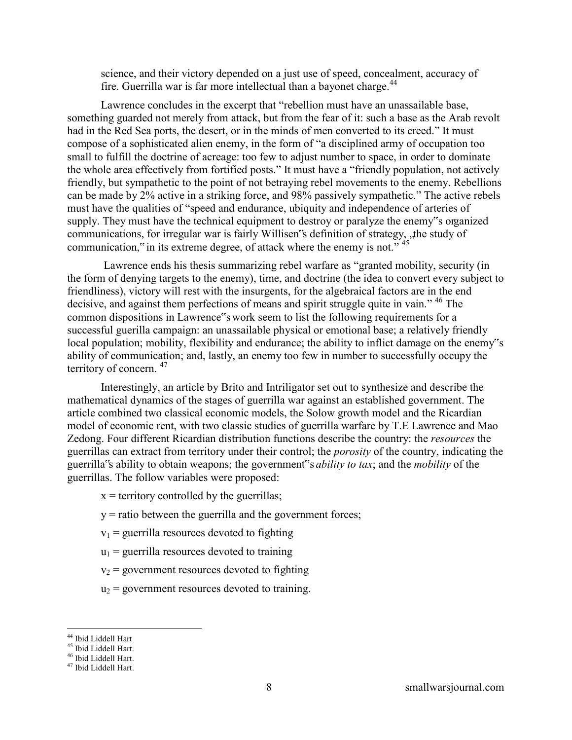science, and their victory depended on a just use of speed, concealment, accuracy of fire. Guerrilla war is far more intellectual than a bayonet charge.[44]

Lawrence concludes in the excerpt that "rebellion must have an unassailable base, something guarded not merely from attack, but from the fear of it: such a base as the Arab revolt had in the Red Sea ports, the desert, or in the minds of men converted to its creed." It must compose of a sophisticated alien enemy, in the form of "a disciplined army of occupation too small to fulfill the doctrine of acreage: too few to adjust number to space, in order to dominate the whole area effectively from fortified posts." It must have a "friendly population, not actively friendly, but sympathetic to the point of not betraying rebel movements to the enemy. Rebellions can be made by 2% active in a striking force, and 98% passively sympathetic." The active rebels must have the qualities of "speed and endurance, ubiquity and independence of arteries of supply. They must have the technical equipment to destroy or paralyze the enemy"s organized communications, for irregular war is fairly Willisen"s definition of strategy, „the study of communication," in its extreme degree, of attack where the enemy is not."[45]

Lawrence ends his thesis summarizing rebel warfare as "granted mobility, security (in the form of denying targets to the enemy), time, and doctrine (the idea to convert every subject to friendliness), victory will rest with the insurgents, for the algebraical factors are in the end decisive, and against them perfections of means and spirit struggle quite in vain."[46] The common dispositions in Lawrence"s work seem to list the following requirements for a successful guerilla campaign: an unassailable physical or emotional base; a relatively friendly local population; mobility, flexibility and endurance; the ability to inflict damage on the enemy"s ability of communication; and, lastly, an enemy too few in number to successfully occupy the territory of concern.[47]

Interestingly, an article by Brito and Intriligator set out to synthesize and describe the mathematical dynamics of the stages of guerrilla war against an established government. The article combined two classical economic models, the Solow growth model and the Ricardian model of economic rent, with two classic studies of guerrilla warfare by T.E Lawrence and Mao Zedong. Four different Ricardian distribution functions describe the country: the *resources* the guerrillas can extract from territory under their control; the *porosity* of the country, indicating the guerrilla"s ability to obtain weapons; the government"s *ability to tax*; and the *mobility* of the guerrillas. The follow variables were proposed:

$x$ = territory controlled by the guerrillas;

$y$ = ratio between the guerrilla and the government forces;

$v_1$ = guerrilla resources devoted to fighting

$u_1$ = guerrilla resources devoted to training

$v_2$ = government resources devoted to fighting

$u_2$ = government resources devoted to training.

[44] Ibid Liddell Hart

[45] Ibid Liddell Hart.

[46] Ibid Liddell Hart.

[47] Ibid Liddell Hart.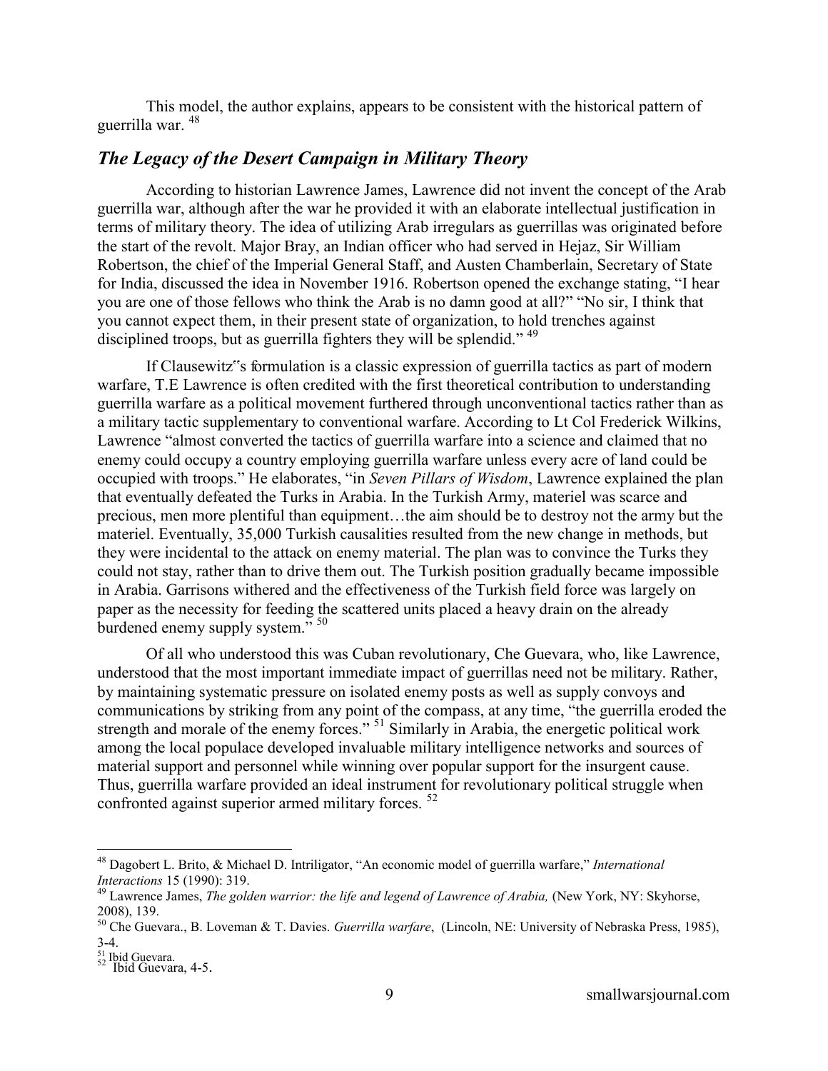This model, the author explains, appears to be consistent with the historical pattern of guerrilla war. [48]

## *The Legacy of the Desert Campaign in Military Theory*

According to historian Lawrence James, Lawrence did not invent the concept of the Arab guerrilla war, although after the war he provided it with an elaborate intellectual justification in terms of military theory. The idea of utilizing Arab irregulars as guerrillas was originated before the start of the revolt. Major Bray, an Indian officer who had served in Hejaz, Sir William Robertson, the chief of the Imperial General Staff, and Austen Chamberlain, Secretary of State for India, discussed the idea in November 1916. Robertson opened the exchange stating, "I hear you are one of those fellows who think the Arab is no damn good at all?" "No sir, I think that you cannot expect them, in their present state of organization, to hold trenches against disciplined troops, but as guerrilla fighters they will be splendid." [49]

If Clausewitz"s formulation is a classic expression of guerrilla tactics as part of modern warfare, T.E Lawrence is often credited with the first theoretical contribution to understanding guerrilla warfare as a political movement furthered through unconventional tactics rather than as a military tactic supplementary to conventional warfare. According to Lt Col Frederick Wilkins, Lawrence "almost converted the tactics of guerrilla warfare into a science and claimed that no enemy could occupy a country employing guerrilla warfare unless every acre of land could be occupied with troops." He elaborates, "in *Seven Pillars of Wisdom*, Lawrence explained the plan that eventually defeated the Turks in Arabia. In the Turkish Army, materiel was scarce and precious, men more plentiful than equipment…the aim should be to destroy not the army but the materiel. Eventually, 35,000 Turkish causalities resulted from the new change in methods, but they were incidental to the attack on enemy material. The plan was to convince the Turks they could not stay, rather than to drive them out. The Turkish position gradually became impossible in Arabia. Garrisons withered and the effectiveness of the Turkish field force was largely on paper as the necessity for feeding the scattered units placed a heavy drain on the already burdened enemy supply system." [50]

Of all who understood this was Cuban revolutionary, Che Guevara, who, like Lawrence, understood that the most important immediate impact of guerrillas need not be military. Rather, by maintaining systematic pressure on isolated enemy posts as well as supply convoys and communications by striking from any point of the compass, at any time, "the guerrilla eroded the strength and morale of the enemy forces." [51] Similarly in Arabia, the energetic political work among the local populace developed invaluable military intelligence networks and sources of material support and personnel while winning over popular support for the insurgent cause. Thus, guerrilla warfare provided an ideal instrument for revolutionary political struggle when confronted against superior armed military forces. [52]

---

[48] Dagobert L. Brito, & Michael D. Intriligator, "An economic model of guerrilla warfare," *International Interactions* 15 (1990): 319.

[49] Lawrence James, *The golden warrior: the life and legend of Lawrence of Arabia,* (New York, NY: Skyhorse, 2008), 139.

[50] Che Guevara., B. Loveman & T. Davies. *Guerrilla warfare*, (Lincoln, NE: University of Nebraska Press, 1985), 3-4.

[51] Ibid Guevara.

[52] Ibid Guevara, 4-5.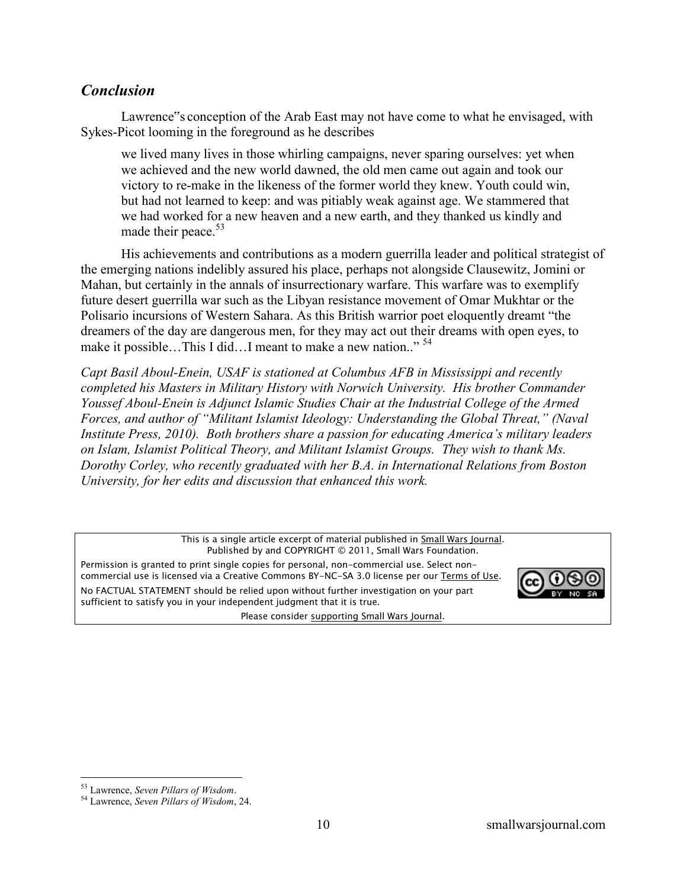## *Conclusion*

Lawrence"s conception of the Arab East may not have come to what he envisaged, with Sykes-Picot looming in the foreground as he describes

> we lived many lives in those whirling campaigns, never sparing ourselves: yet when we achieved and the new world dawned, the old men came out again and took our victory to re-make in the likeness of the former world they knew. Youth could win, but had not learned to keep: and was pitiably weak against age. We stammered that we had worked for a new heaven and a new earth, and they thanked us kindly and made their peace.[53]

His achievements and contributions as a modern guerrilla leader and political strategist of the emerging nations indelibly assured his place, perhaps not alongside Clausewitz, Jomini or Mahan, but certainly in the annals of insurrectionary warfare. This warfare was to exemplify future desert guerrilla war such as the Libyan resistance movement of Omar Mukhtar or the Polisario incursions of Western Sahara. As this British warrior poet eloquently dreamt "the dreamers of the day are dangerous men, for they may act out their dreams with open eyes, to make it possible…This I did…I meant to make a new nation.." [54]

*Capt Basil Aboul-Enein, USAF is stationed at Columbus AFB in Mississippi and recently completed his Masters in Military History with Norwich University. His brother Commander Youssef Aboul-Enein is Adjunct Islamic Studies Chair at the Industrial College of the Armed Forces, and author of "Militant Islamist Ideology: Understanding the Global Threat," (Naval Institute Press, 2010). Both brothers share a passion for educating America's military leaders on Islam, Islamist Political Theory, and Militant Islamist Groups. They wish to thank Ms. Dorothy Corley, who recently graduated with her B.A. in International Relations from Boston University, for her edits and discussion that enhanced this work.*

This is a single article excerpt of material published in Small Wars Journal.
Published by and COPYRIGHT © 2011, Small Wars Foundation.

Permission is granted to print single copies for personal, non-commercial use. Select non-commercial use is licensed via a Creative Commons BY-NC-SA 3.0 license per our Terms of Use.

No FACTUAL STATEMENT should be relied upon without further investigation on your part sufficient to satisfy you in your independent judgment that it is true.

Please consider supporting Small Wars Journal.

---

[53] Lawrence, *Seven Pillars of Wisdom*.

[54] Lawrence, *Seven Pillars of Wisdom*, 24.